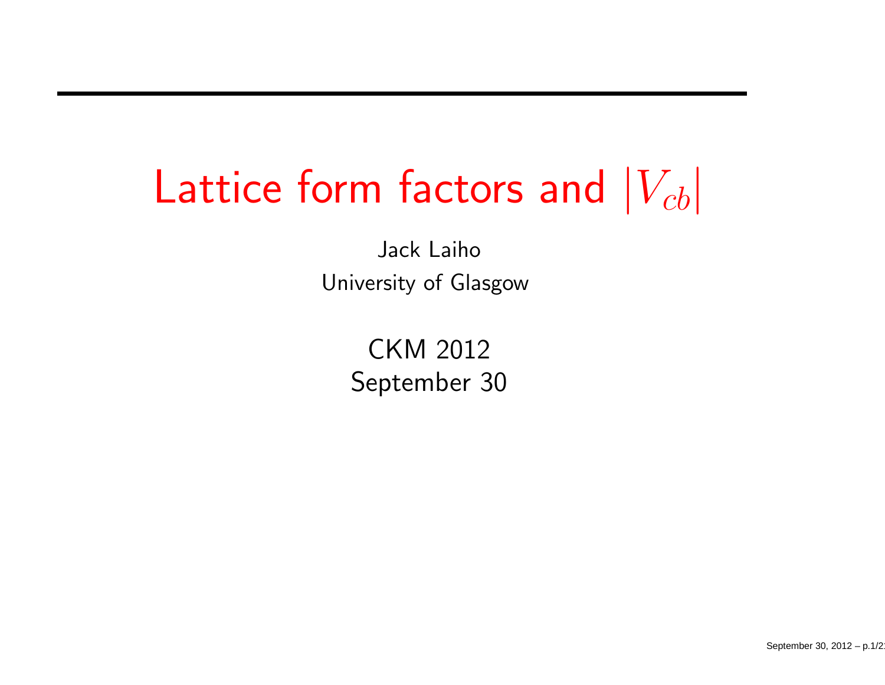# Lattice form factors and $|V_{cb}|$

Jack Laiho

University of Glasgow

CKM 2012

September 30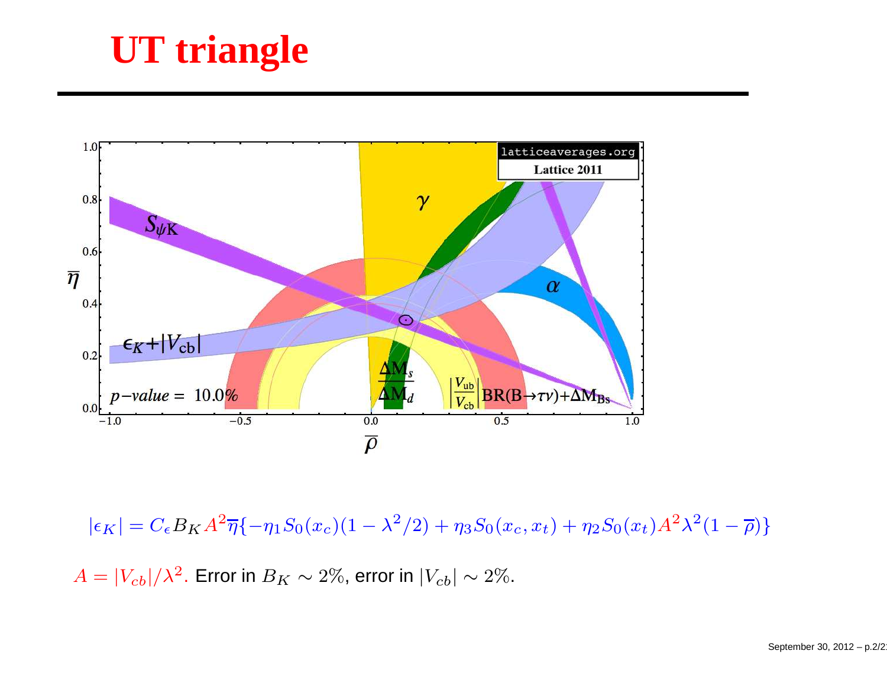# UT triangle

$$|\epsilon_K| = C_\epsilon B_K A^2 \overline{\eta} \{ -\eta_1 S_0(x_c)(1-\lambda^2/2) + \eta_3 S_0(x_c, x_t) + \eta_2 S_0(x_t) A^2 \lambda^2 (1-\overline{\rho}) \}$$

$A = |V_{cb}|/\lambda^2$. Error in $B_K \sim 2\%$, error in $|V_{cb}| \sim 2\%$.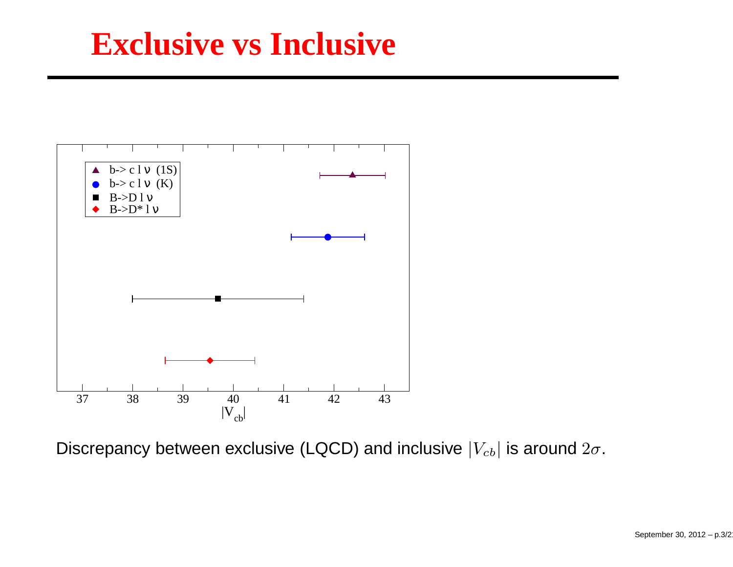# Exclusive vs Inclusive

Discrepancy between exclusive (LQCD) and inclusive $|V_{cb}|$ is around $2\sigma$.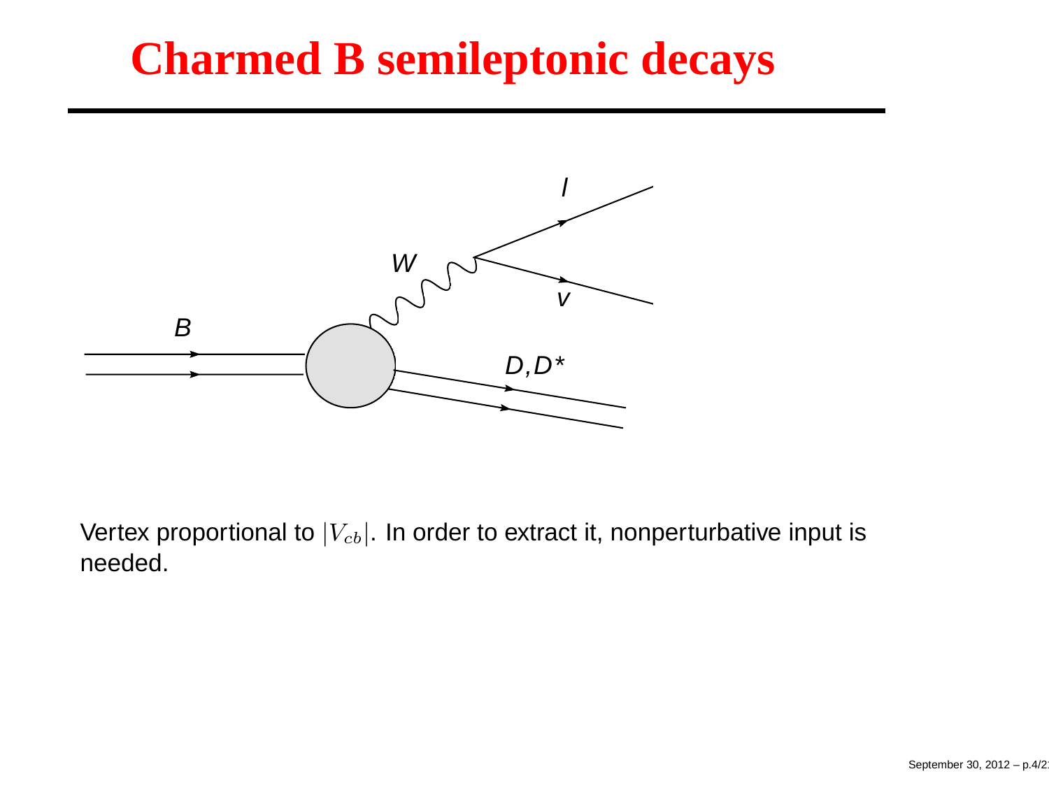# Charmed B semileptonic decays

Vertex proportional to $|V_{cb}|$. In order to extract it, nonperturbative input is needed.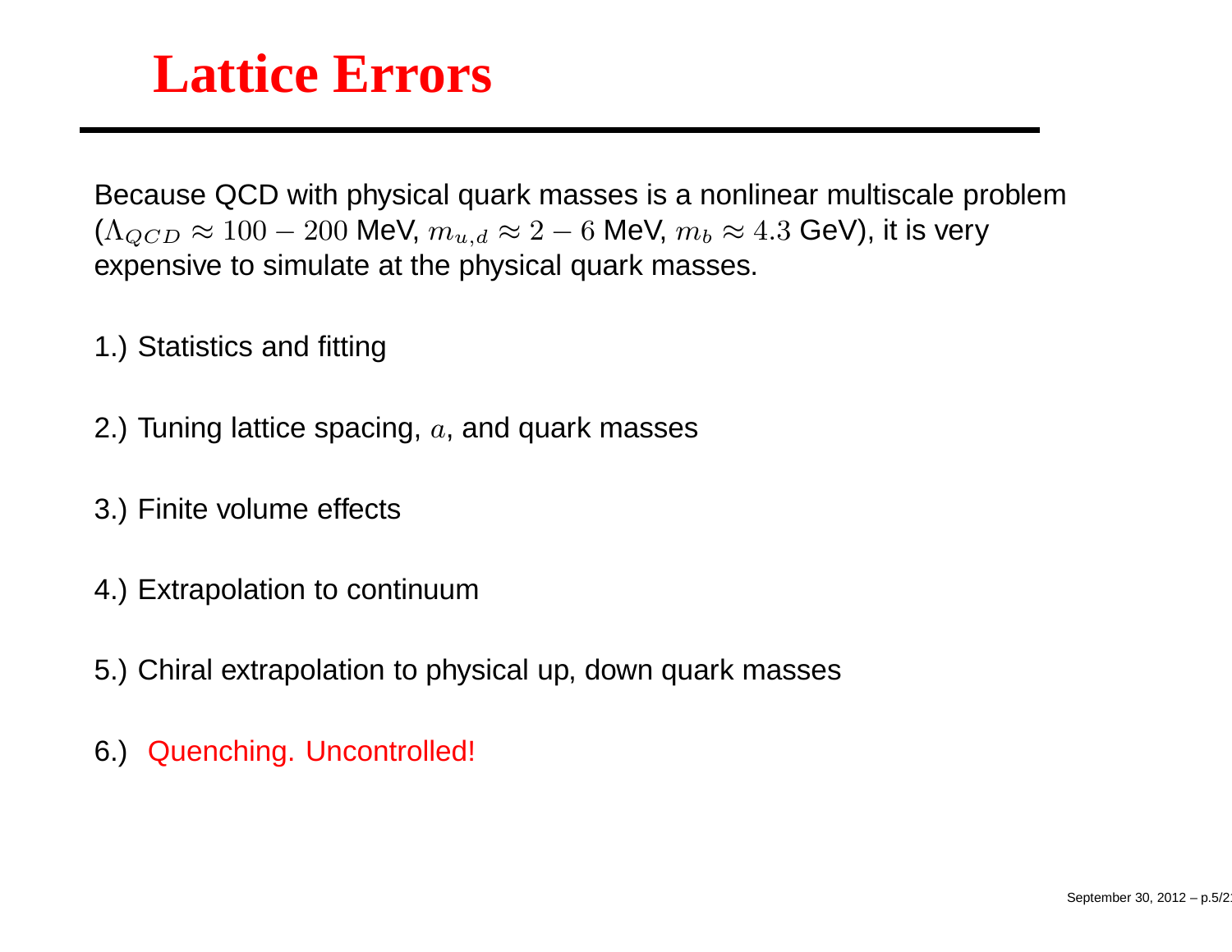# Lattice Errors

Because QCD with physical quark masses is a nonlinear multiscale problem ($\Lambda_{QCD} \approx 100 - 200$ MeV, $m_{u,d} \approx 2 - 6$ MeV, $m_b \approx 4.3$ GeV), it is very expensive to simulate at the physical quark masses.

1.) Statistics and fitting

2.) Tuning lattice spacing, $a$, and quark masses

3.) Finite volume effects

4.) Extrapolation to continuum

5.) Chiral extrapolation to physical up, down quark masses

6.) Quenching. Uncontrolled!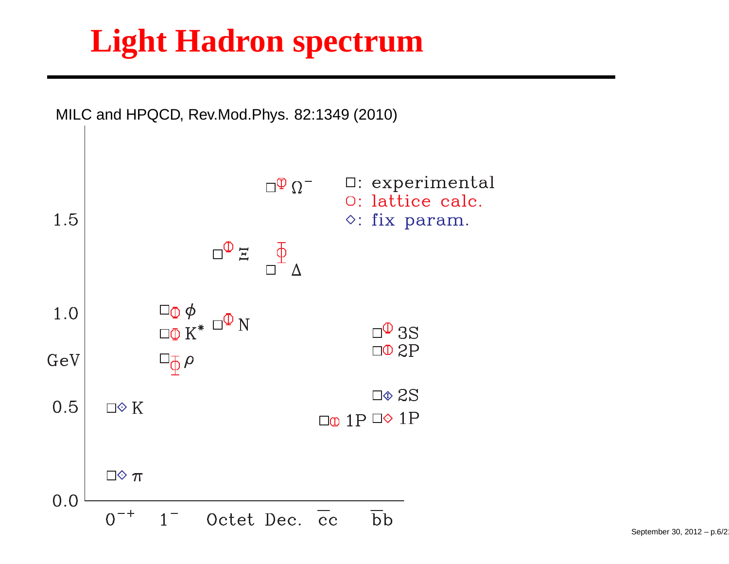# Light Hadron spectrum

MILC and HPQCD, Rev.Mod.Phys. 82:1349 (2010)

□: experimental
○: lattice calc.
◇: fix param.

GeV

0.0, 0.5, 1.0, 1.5

$0^{-+}$ $1^{-}$ Octet Dec. $\bar{c}c$ $\bar{b}b$

$\pi$, K, $\rho$, $K^*$, $\phi$, N, $\Xi$, $\Delta$, $\Omega^-$, 1P, 1P, 2S, 2P, 3S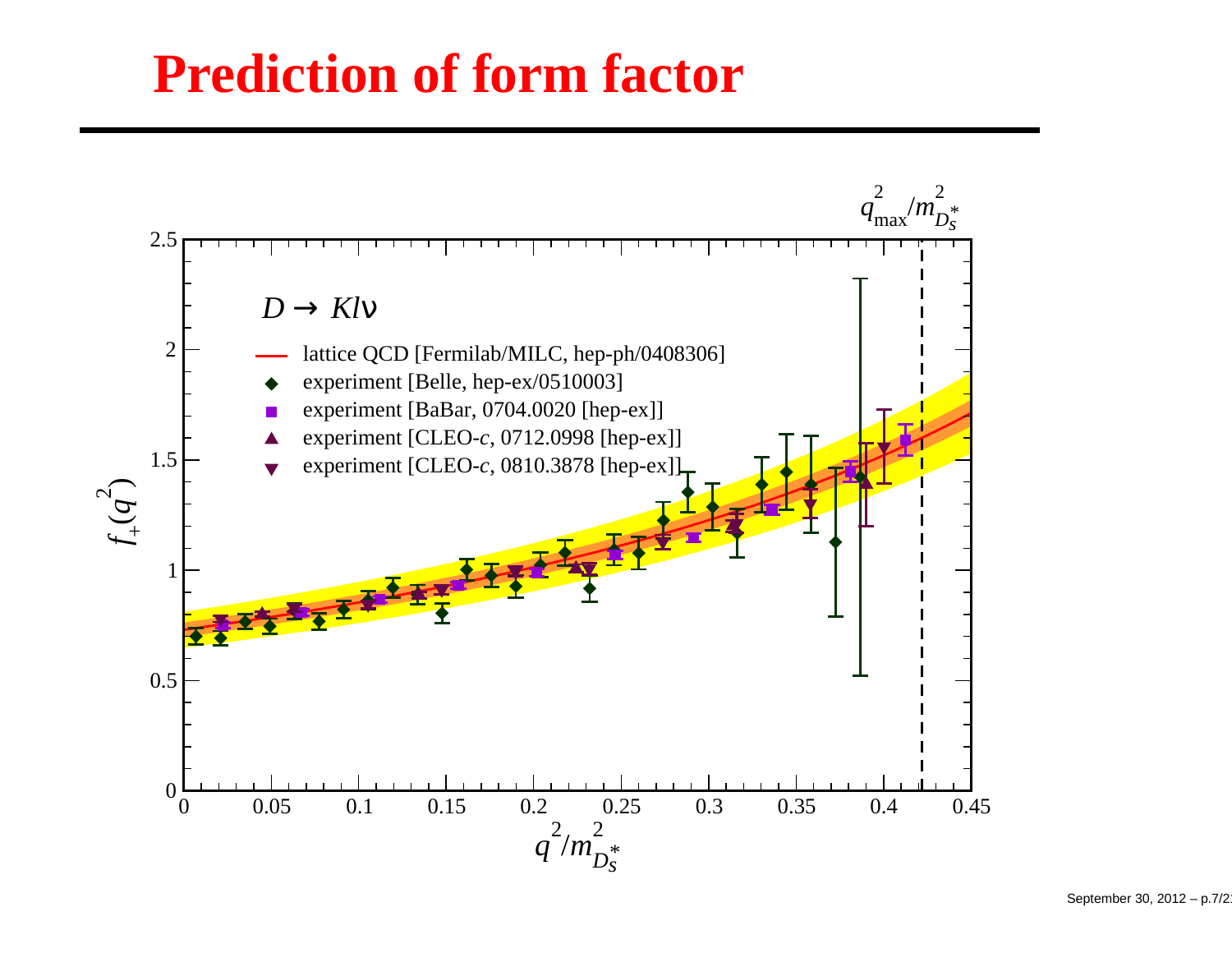# Prediction of form factor

$D \to K l \nu$

- lattice QCD [Fermilab/MILC, hep-ph/0408306]
- experiment [Belle, hep-ex/0510003]
- experiment [BaBar, 0704.0020 [hep-ex]]
- experiment [CLEO-*c*, 0712.0998 [hep-ex]]
- experiment [CLEO-*c*, 0810.3878 [hep-ex]]

$f_+(q^2)$ vs. $q^2/m_{D_s^*}^2$, with $q_{\rm max}^2/m_{D_s^*}^2$ marked.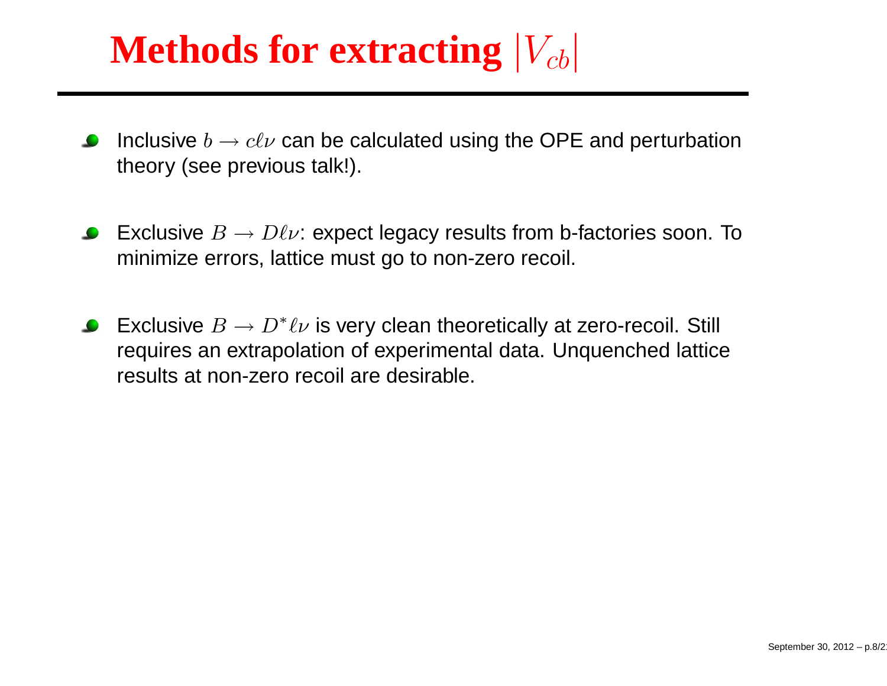# Methods for extracting $|V_{cb}|$

- Inclusive $b \to c\ell\nu$ can be calculated using the OPE and perturbation theory (see previous talk!).

- Exclusive $B \to D\ell\nu$: expect legacy results from b-factories soon. To minimize errors, lattice must go to non-zero recoil.

- Exclusive $B \to D^*\ell\nu$ is very clean theoretically at zero-recoil. Still requires an extrapolation of experimental data. Unquenched lattice results at non-zero recoil are desirable.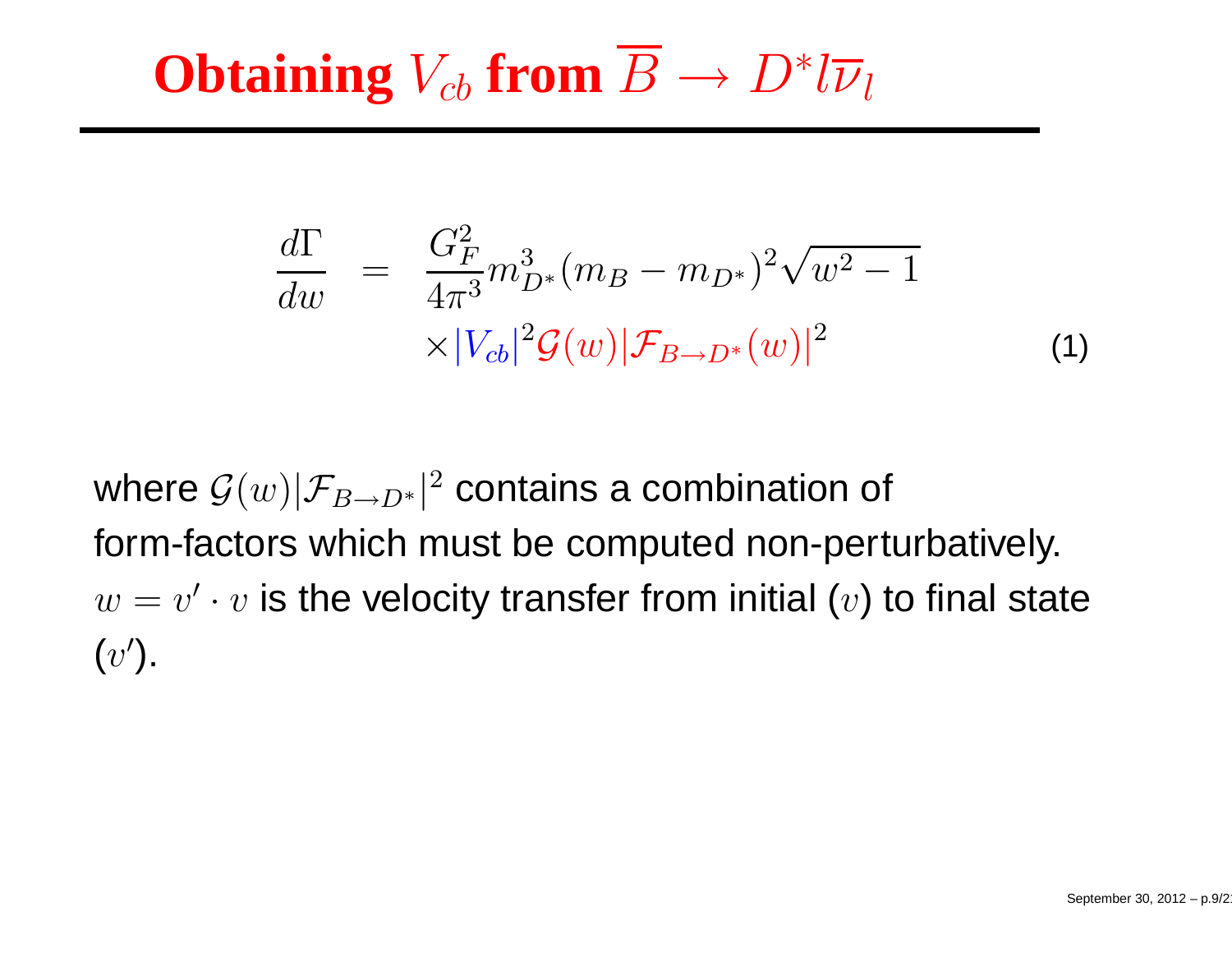# Obtaining $V_{cb}$ from $\overline{B} \to D^* l \overline{\nu}_l$

$$
\begin{aligned}
\frac{d\Gamma}{dw} &= \frac{G_F^2}{4\pi^3} m_{D^*}^3 (m_B - m_{D^*})^2 \sqrt{w^2 - 1} \\
&\quad \times |V_{cb}|^2 \mathcal{G}(w) |\mathcal{F}_{B\to D^*}(w)|^2
\end{aligned}
\tag{1}
$$

where $\mathcal{G}(w)|\mathcal{F}_{B\to D^*}|^2$ contains a combination of form-factors which must be computed non-perturbatively. $w = v' \cdot v$ is the velocity transfer from initial ($v$) to final state ($v'$).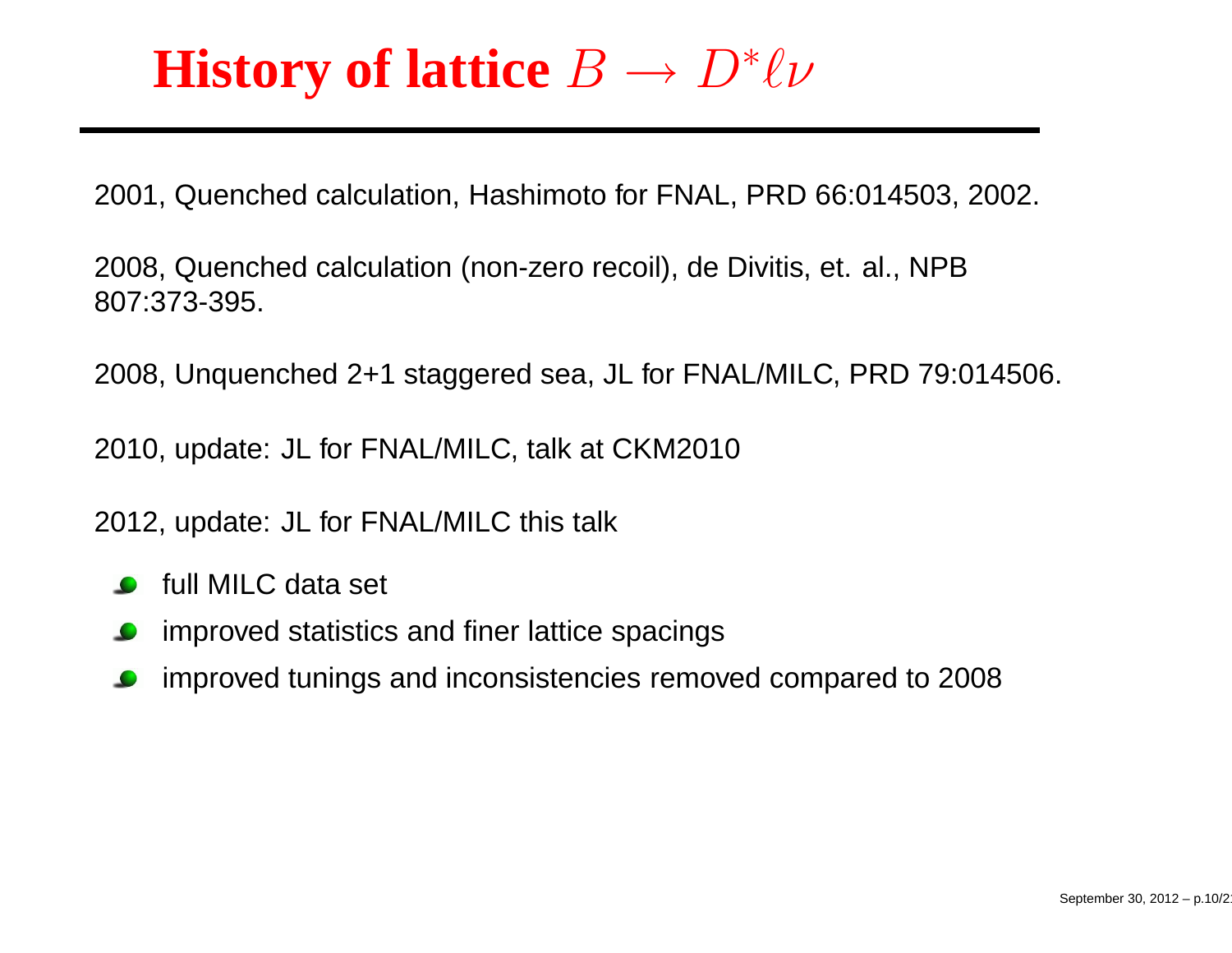# History of lattice $B \to D^* \ell \nu$

2001, Quenched calculation, Hashimoto for FNAL, PRD 66:014503, 2002.

2008, Quenched calculation (non-zero recoil), de Divitis, et. al., NPB 807:373-395.

2008, Unquenched 2+1 staggered sea, JL for FNAL/MILC, PRD 79:014506.

2010, update: JL for FNAL/MILC, talk at CKM2010

2012, update: JL for FNAL/MILC this talk

- full MILC data set
- improved statistics and finer lattice spacings
- improved tunings and inconsistencies removed compared to 2008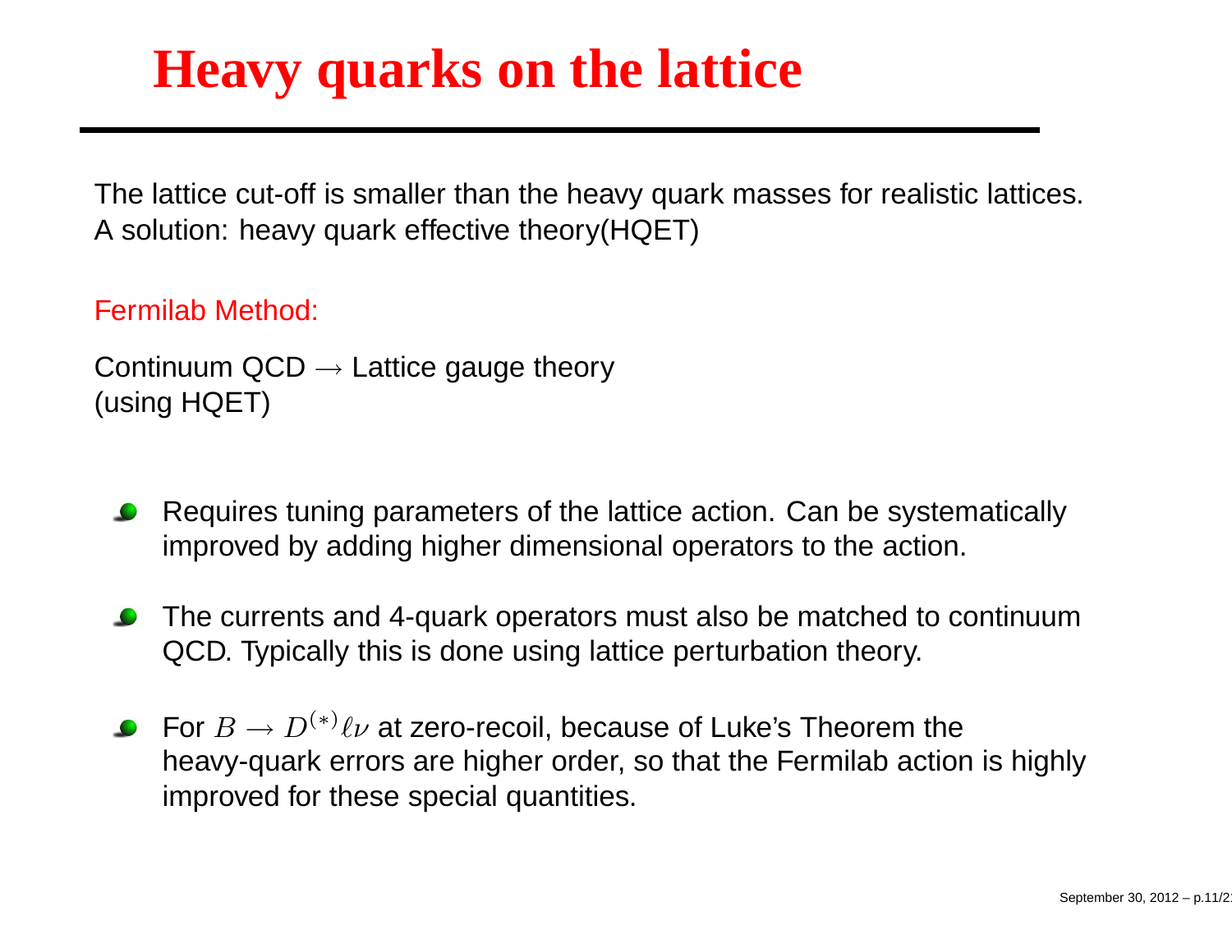# Heavy quarks on the lattice

The lattice cut-off is smaller than the heavy quark masses for realistic lattices.
A solution: heavy quark effective theory(HQET)

Fermilab Method:

Continuum QCD $\rightarrow$ Lattice gauge theory
(using HQET)

- Requires tuning parameters of the lattice action. Can be systematically improved by adding higher dimensional operators to the action.
- The currents and 4-quark operators must also be matched to continuum QCD. Typically this is done using lattice perturbation theory.
- For $B \rightarrow D^{(*)}\ell\nu$ at zero-recoil, because of Luke's Theorem the heavy-quark errors are higher order, so that the Fermilab action is highly improved for these special quantities.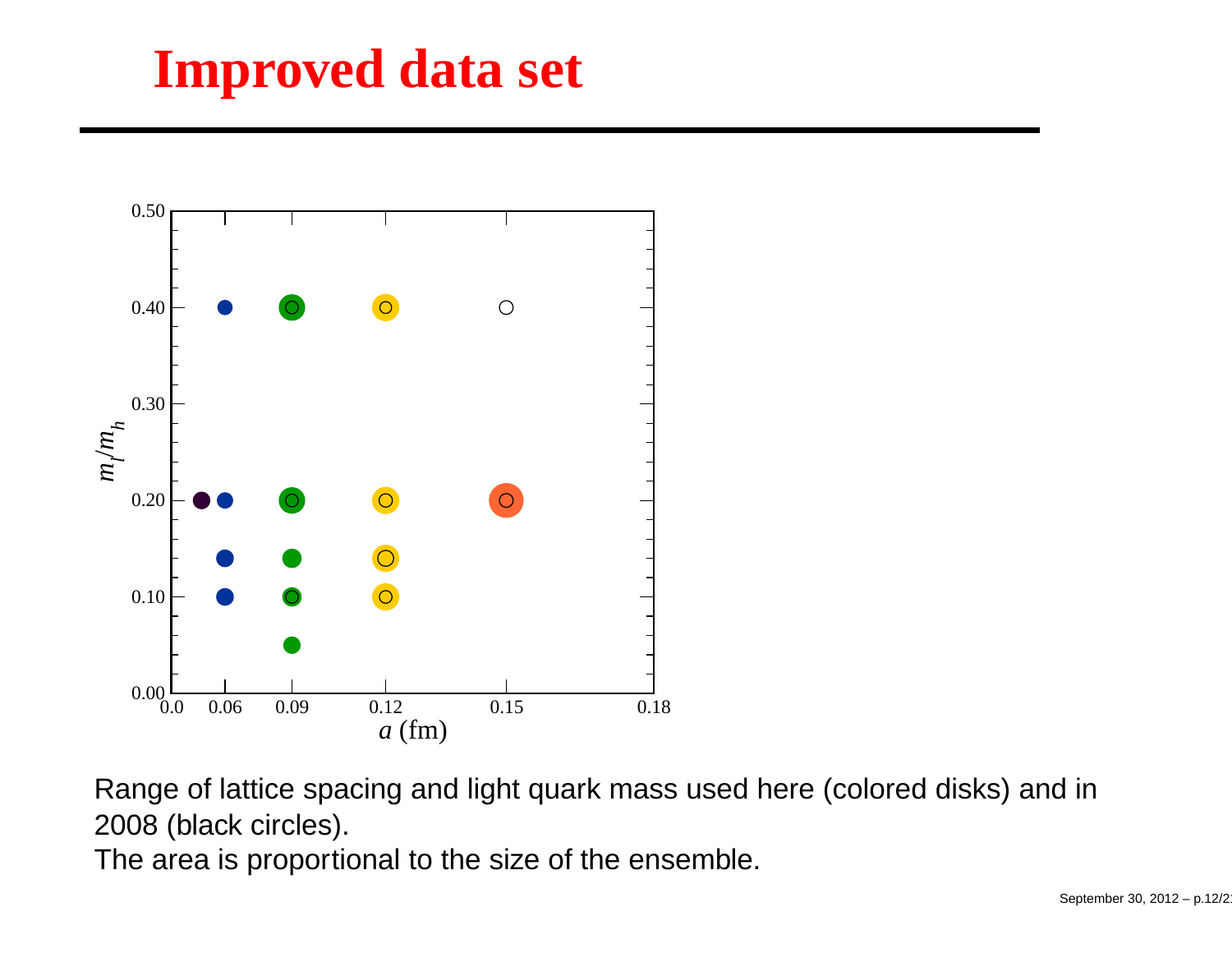# Improved data set

Range of lattice spacing and light quark mass used here (colored disks) and in 2008 (black circles).

The area is proportional to the size of the ensemble.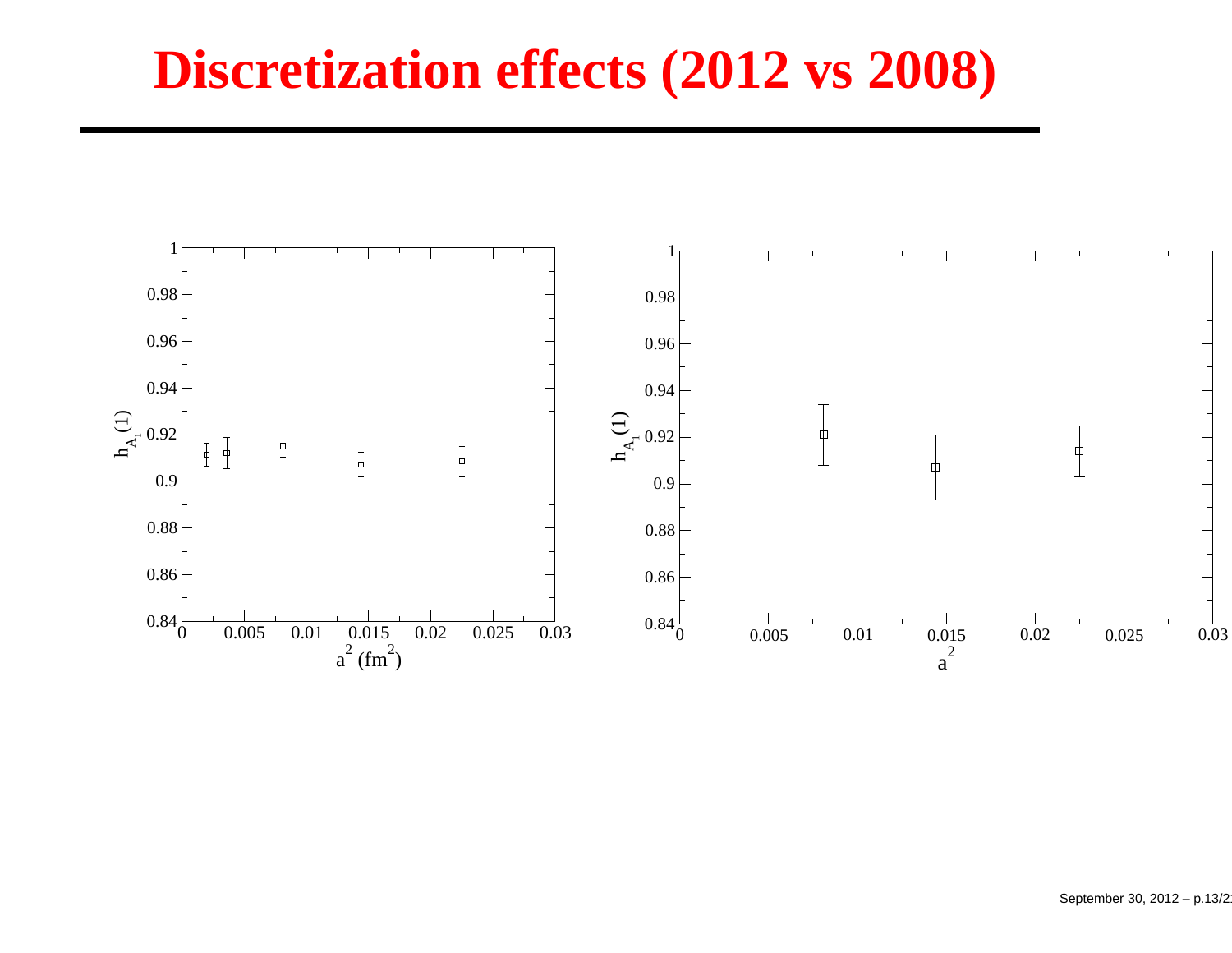# Discretization effects (2012 vs 2008)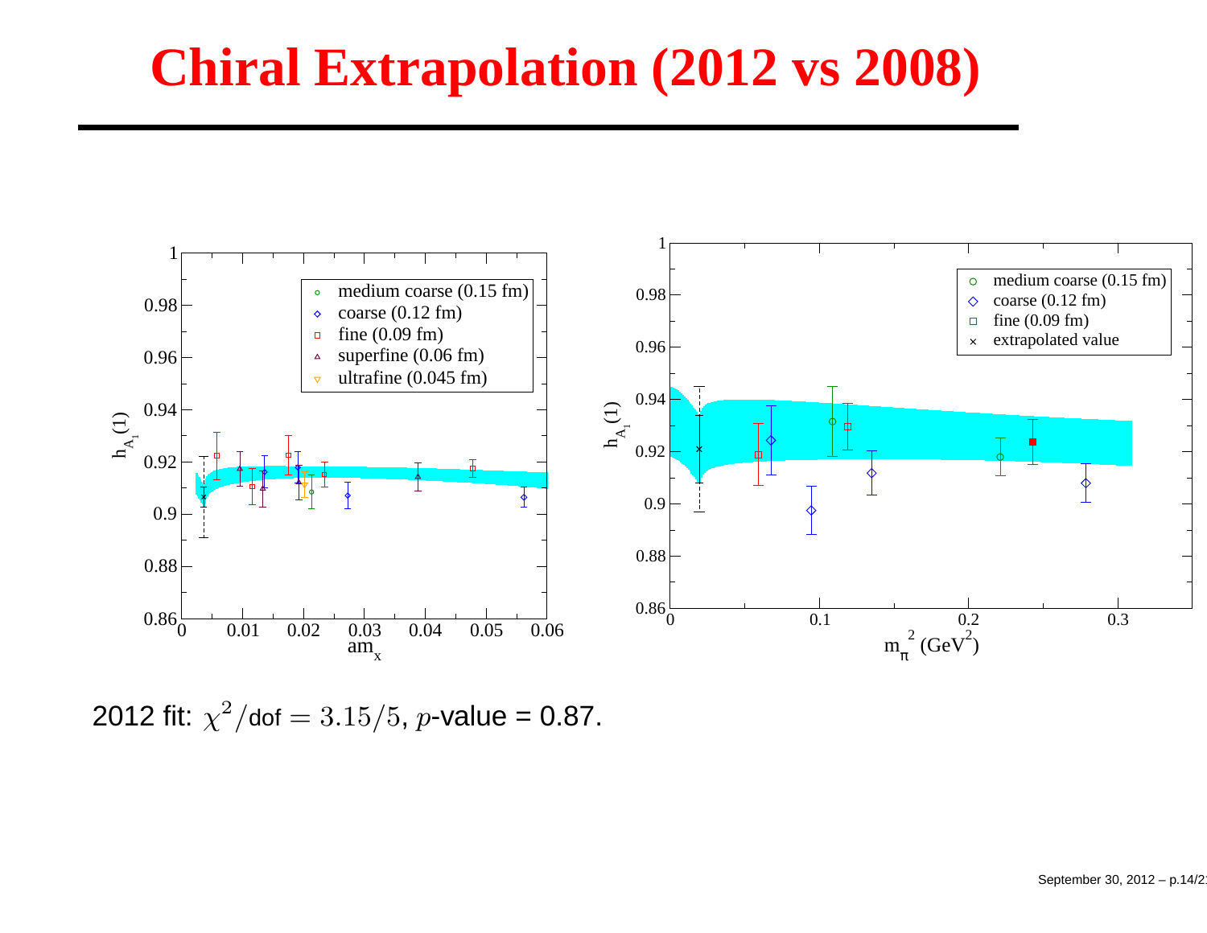# Chiral Extrapolation (2012 vs 2008)

2012 fit: $\chi^2/\text{dof} = 3.15/5$, $p$-value = 0.87.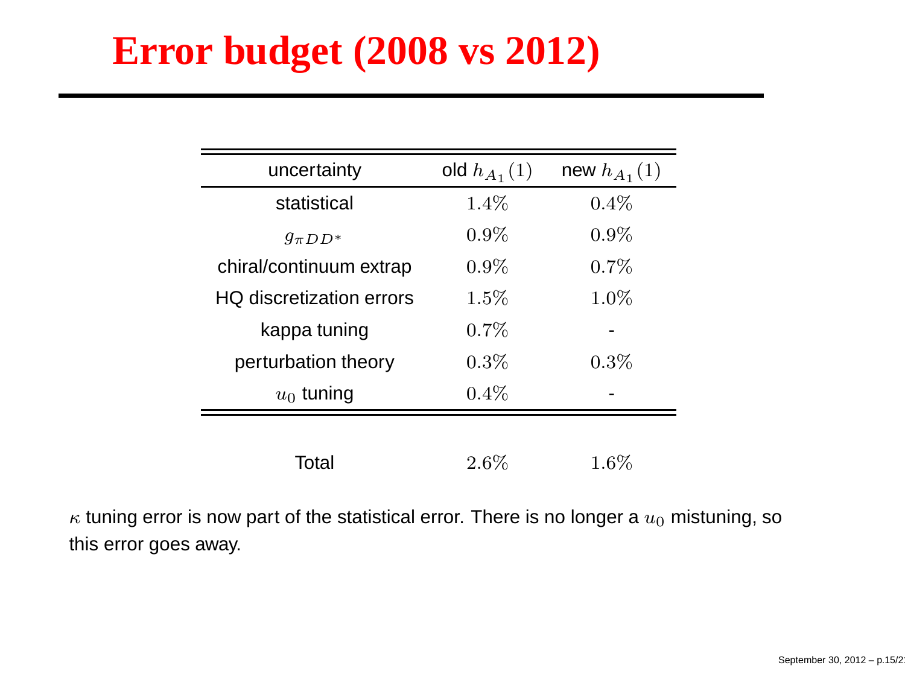# Error budget (2008 vs 2012)

| uncertainty | old $h_{A_1}(1)$ | new $h_{A_1}(1)$ |
|---|---|---|
| statistical | $1.4\%$ | $0.4\%$ |
| $g_{\pi DD^*}$ | $0.9\%$ | $0.9\%$ |
| chiral/continuum extrap | $0.9\%$ | $0.7\%$ |
| HQ discretization errors | $1.5\%$ | $1.0\%$ |
| kappa tuning | $0.7\%$ | - |
| perturbation theory | $0.3\%$ | $0.3\%$ |
| $u_0$ tuning | $0.4\%$ | - |
| Total | $2.6\%$ | $1.6\%$ |

$\kappa$ tuning error is now part of the statistical error. There is no longer a $u_0$ mistuning, so this error goes away.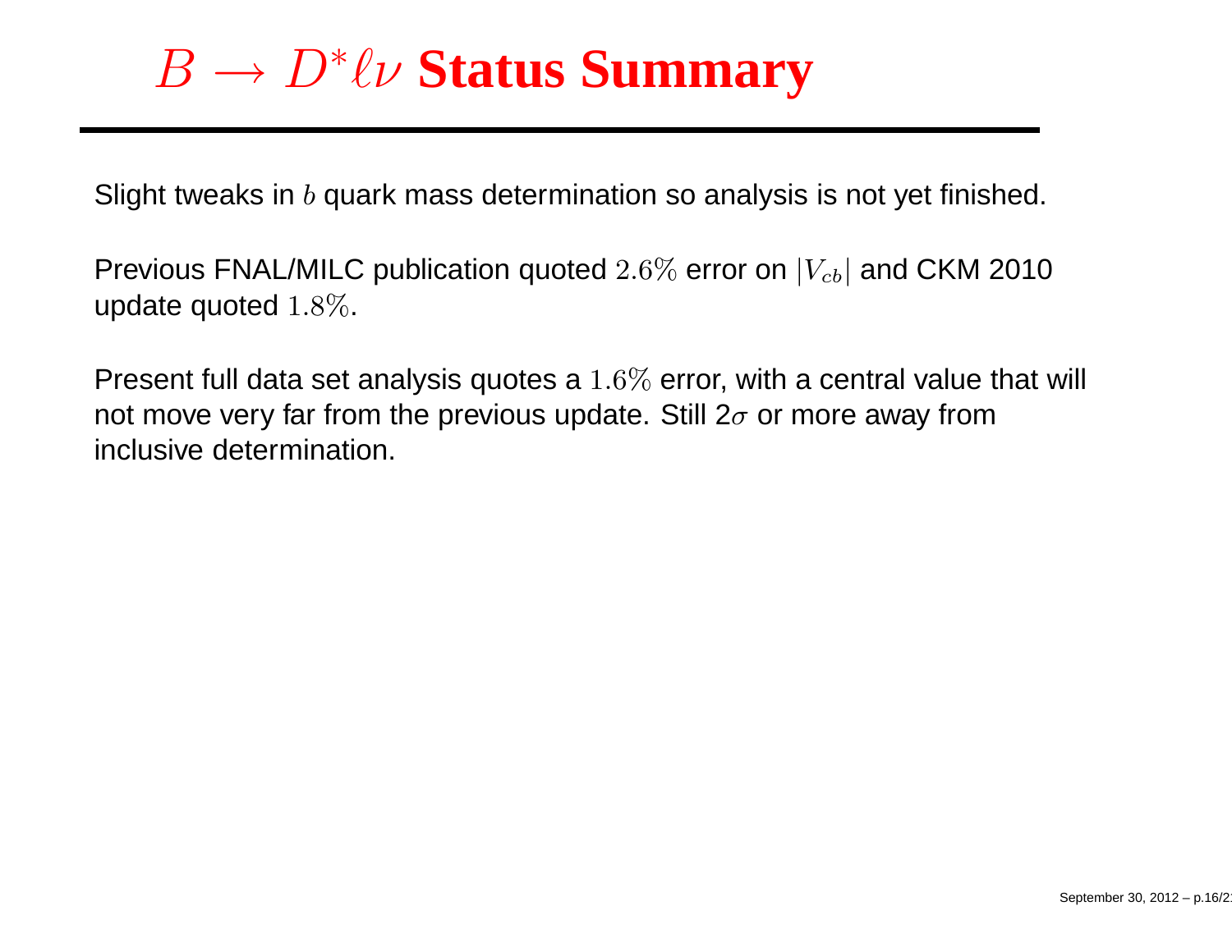# $B \to D^* \ell \nu$ Status Summary

Slight tweaks in $b$ quark mass determination so analysis is not yet finished.

Previous FNAL/MILC publication quoted $2.6\%$ error on $|V_{cb}|$ and CKM 2010 update quoted $1.8\%$.

Present full data set analysis quotes a $1.6\%$ error, with a central value that will not move very far from the previous update. Still $2\sigma$ or more away from inclusive determination.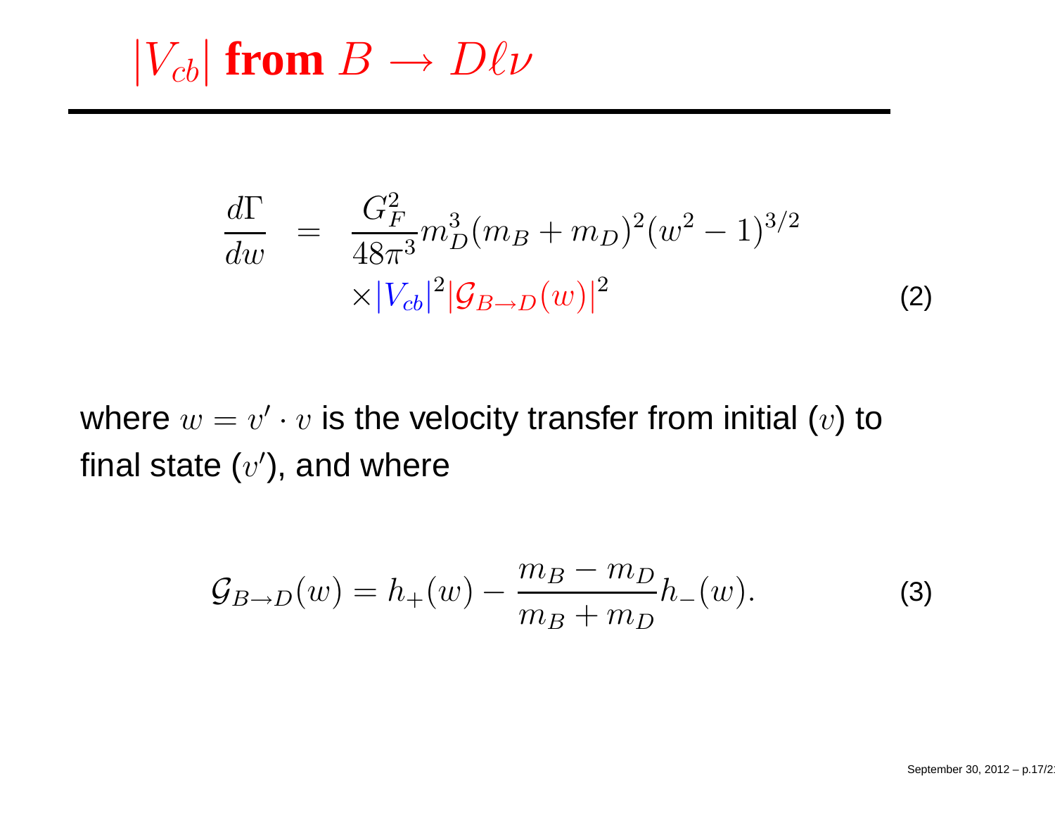# $|V_{cb}|$ from $B \to D\ell\nu$

$$
\begin{aligned}
\frac{d\Gamma}{dw} &= \frac{G_F^2}{48\pi^3} m_D^3 (m_B + m_D)^2 (w^2 - 1)^{3/2} \\
&\quad \times |V_{cb}|^2 |\mathcal{G}_{B\to D}(w)|^2
\end{aligned}
\tag{2}
$$

where $w = v' \cdot v$ is the velocity transfer from initial ($v$) to final state ($v'$), and where

$$
\mathcal{G}_{B\to D}(w) = h_+(w) - \frac{m_B - m_D}{m_B + m_D} h_-(w). \tag{3}
$$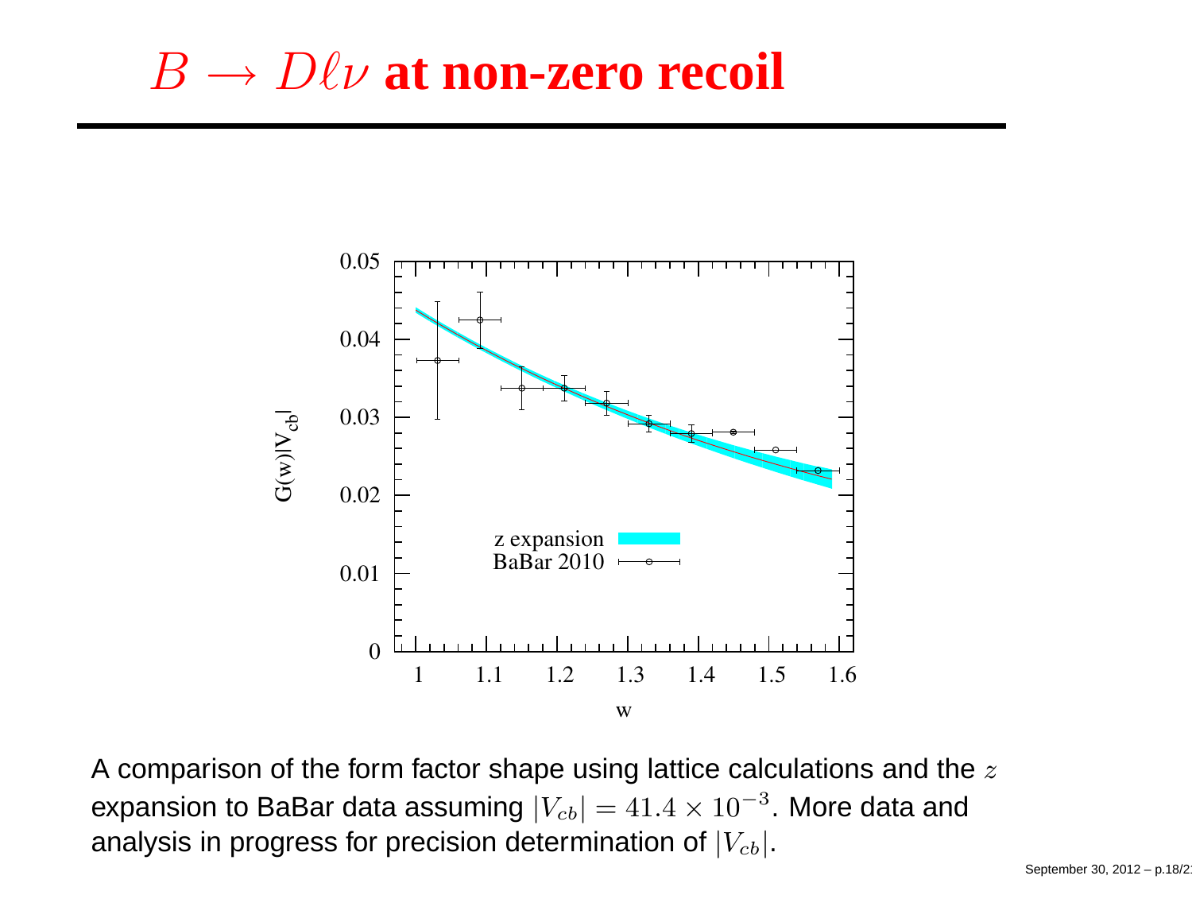# $B \to D\ell\nu$ at non-zero recoil

A comparison of the form factor shape using lattice calculations and the $z$ expansion to BaBar data assuming $|V_{cb}| = 41.4 \times 10^{-3}$. More data and analysis in progress for precision determination of $|V_{cb}|$.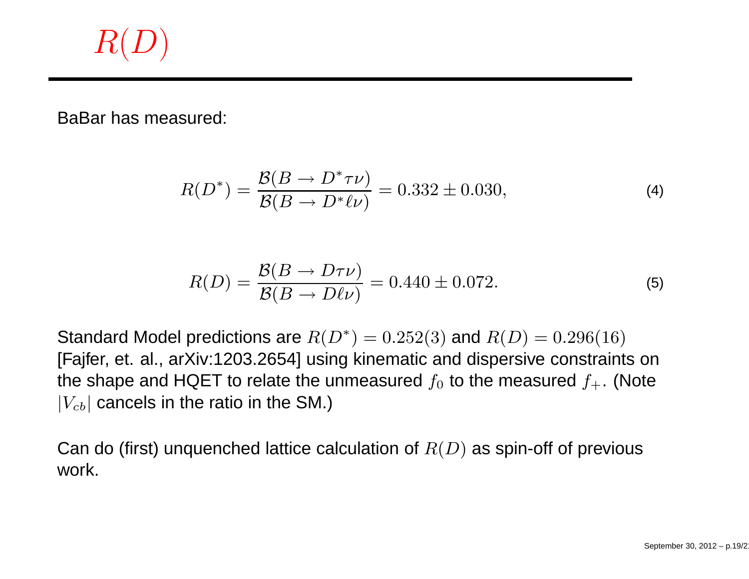# $R(D)$

BaBar has measured:

$$R(D^*) = \frac{\mathcal{B}(B \to D^* \tau \nu)}{\mathcal{B}(B \to D^* \ell \nu)} = 0.332 \pm 0.030, \tag{4}$$

$$R(D) = \frac{\mathcal{B}(B \to D \tau \nu)}{\mathcal{B}(B \to D \ell \nu)} = 0.440 \pm 0.072. \tag{5}$$

Standard Model predictions are $R(D^*) = 0.252(3)$ and $R(D) = 0.296(16)$ [Fajfer, et. al., arXiv:1203.2654] using kinematic and dispersive constraints on the shape and HQET to relate the unmeasured $f_0$ to the measured $f_+$. (Note $|V_{cb}|$ cancels in the ratio in the SM.)

Can do (first) unquenched lattice calculation of $R(D)$ as spin-off of previous work.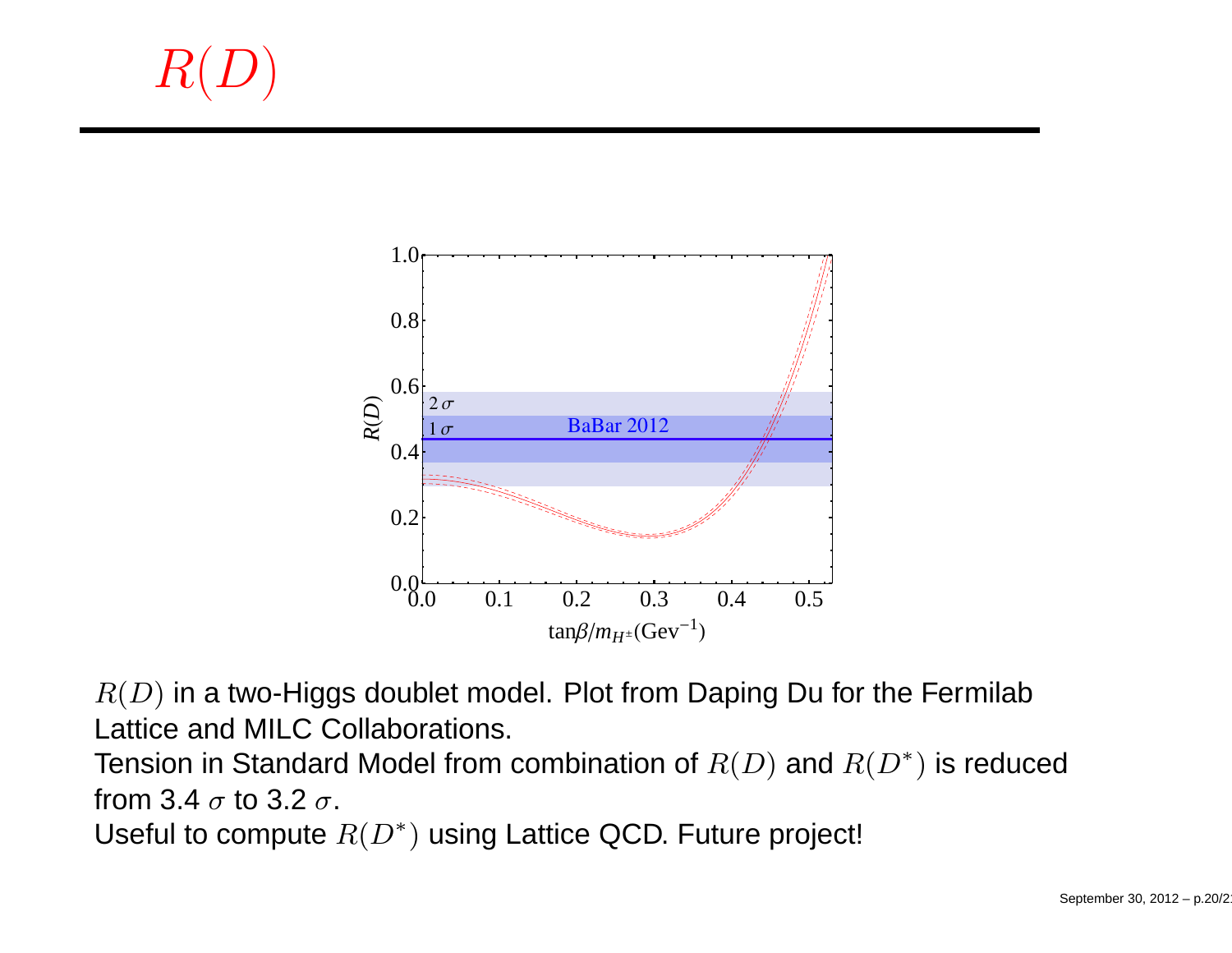# $R(D)$

$R(D)$ in a two-Higgs doublet model. Plot from Daping Du for the Fermilab Lattice and MILC Collaborations.

Tension in Standard Model from combination of $R(D)$ and $R(D^*)$ is reduced from 3.4 $\sigma$ to 3.2 $\sigma$.

Useful to compute $R(D^*)$ using Lattice QCD. Future project!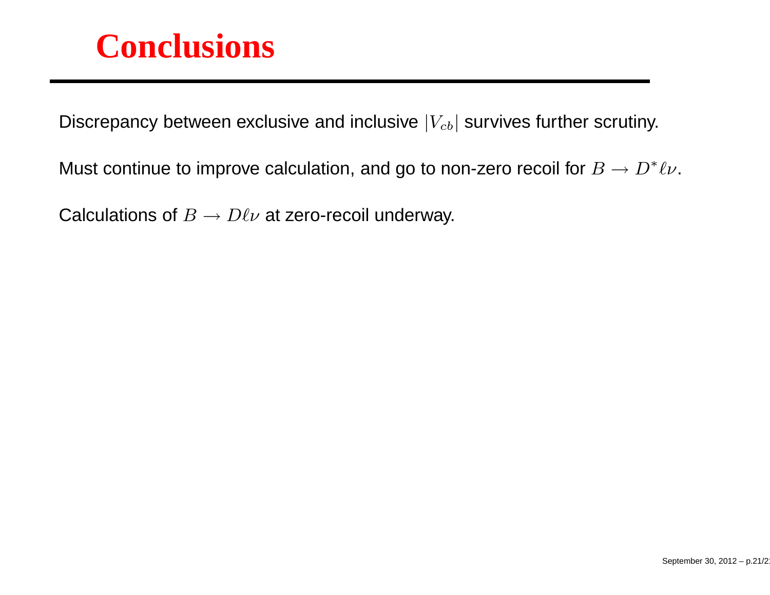# Conclusions

Discrepancy between exclusive and inclusive $|V_{cb}|$ survives further scrutiny.

Must continue to improve calculation, and go to non-zero recoil for $B \to D^* \ell\nu$.

Calculations of $B \to D\ell\nu$ at zero-recoil underway.